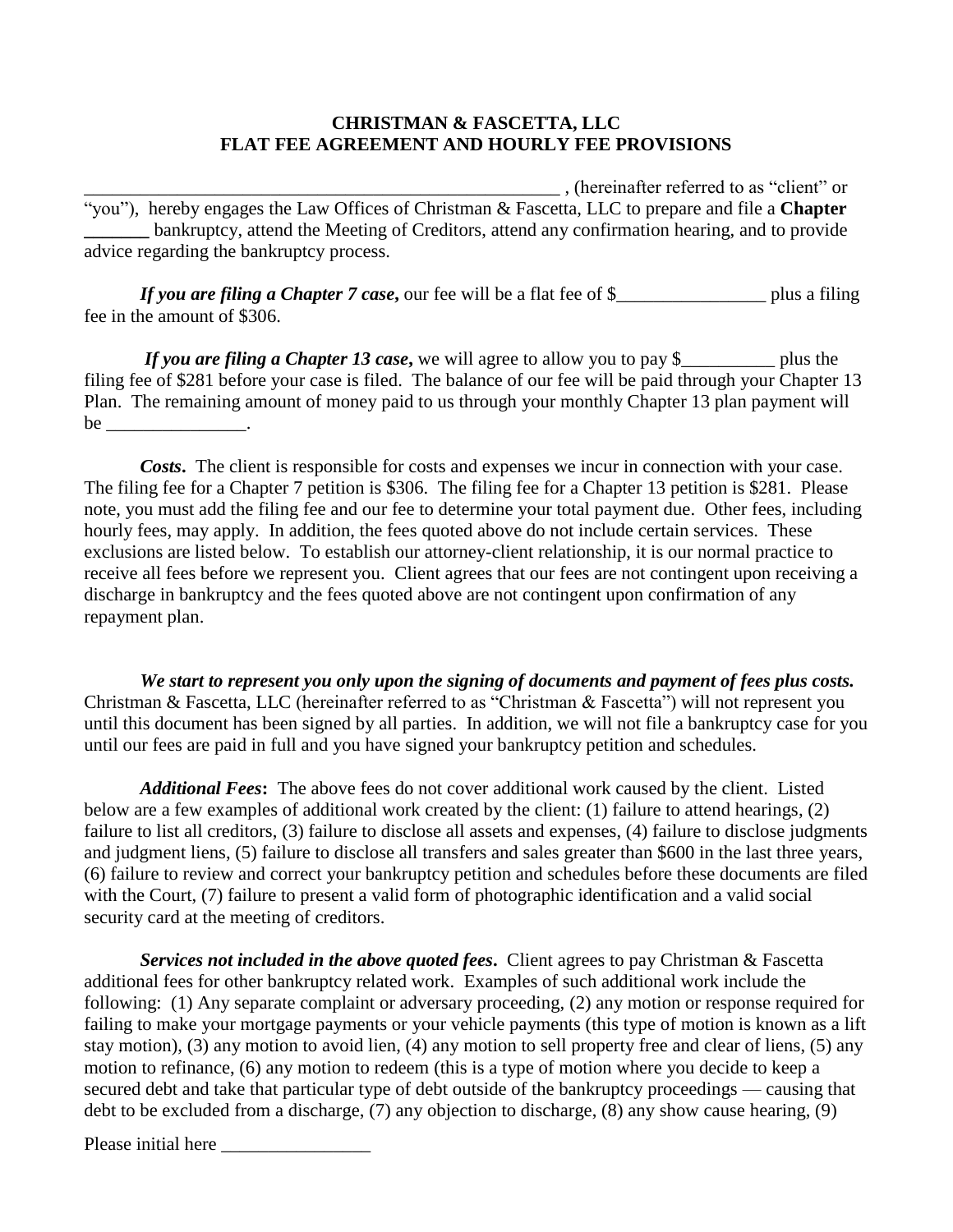# CHRISTMAN & FASCETTA, LLC
## FLAT FEE AGREEMENT AND HOURLY FEE PROVISIONS

_____________________________________________________ , (hereinafter referred to as "client" or "you"), hereby engages the Law Offices of Christman & Fascetta, LLC to prepare and file a **Chapter _______** bankruptcy, attend the Meeting of Creditors, attend any confirmation hearing, and to provide advice regarding the bankruptcy process.

***If you are filing a Chapter 7 case*,** our fee will be a flat fee of $________________ plus a filing fee in the amount of $306.

***If you are filing a Chapter 13 case*,** we will agree to allow you to pay $__________ plus the filing fee of $281 before your case is filed. The balance of our fee will be paid through your Chapter 13 Plan. The remaining amount of money paid to us through your monthly Chapter 13 plan payment will be _______________.

***Costs*.** The client is responsible for costs and expenses we incur in connection with your case. The filing fee for a Chapter 7 petition is $306. The filing fee for a Chapter 13 petition is $281. Please note, you must add the filing fee and our fee to determine your total payment due. Other fees, including hourly fees, may apply. In addition, the fees quoted above do not include certain services. These exclusions are listed below. To establish our attorney-client relationship, it is our normal practice to receive all fees before we represent you. Client agrees that our fees are not contingent upon receiving a discharge in bankruptcy and the fees quoted above are not contingent upon confirmation of any repayment plan.

***We start to represent you only upon the signing of documents and payment of fees plus costs.*** Christman & Fascetta, LLC (hereinafter referred to as "Christman & Fascetta") will not represent you until this document has been signed by all parties. In addition, we will not file a bankruptcy case for you until our fees are paid in full and you have signed your bankruptcy petition and schedules.

***Additional Fees*:** The above fees do not cover additional work caused by the client. Listed below are a few examples of additional work created by the client: (1) failure to attend hearings, (2) failure to list all creditors, (3) failure to disclose all assets and expenses, (4) failure to disclose judgments and judgment liens, (5) failure to disclose all transfers and sales greater than $600 in the last three years, (6) failure to review and correct your bankruptcy petition and schedules before these documents are filed with the Court, (7) failure to present a valid form of photographic identification and a valid social security card at the meeting of creditors.

***Services not included in the above quoted fees*.** Client agrees to pay Christman & Fascetta additional fees for other bankruptcy related work. Examples of such additional work include the following: (1) Any separate complaint or adversary proceeding, (2) any motion or response required for failing to make your mortgage payments or your vehicle payments (this type of motion is known as a lift stay motion), (3) any motion to avoid lien, (4) any motion to sell property free and clear of liens, (5) any motion to refinance, (6) any motion to redeem (this is a type of motion where you decide to keep a secured debt and take that particular type of debt outside of the bankruptcy proceedings — causing that debt to be excluded from a discharge, (7) any objection to discharge, (8) any show cause hearing, (9)

Please initial here ________________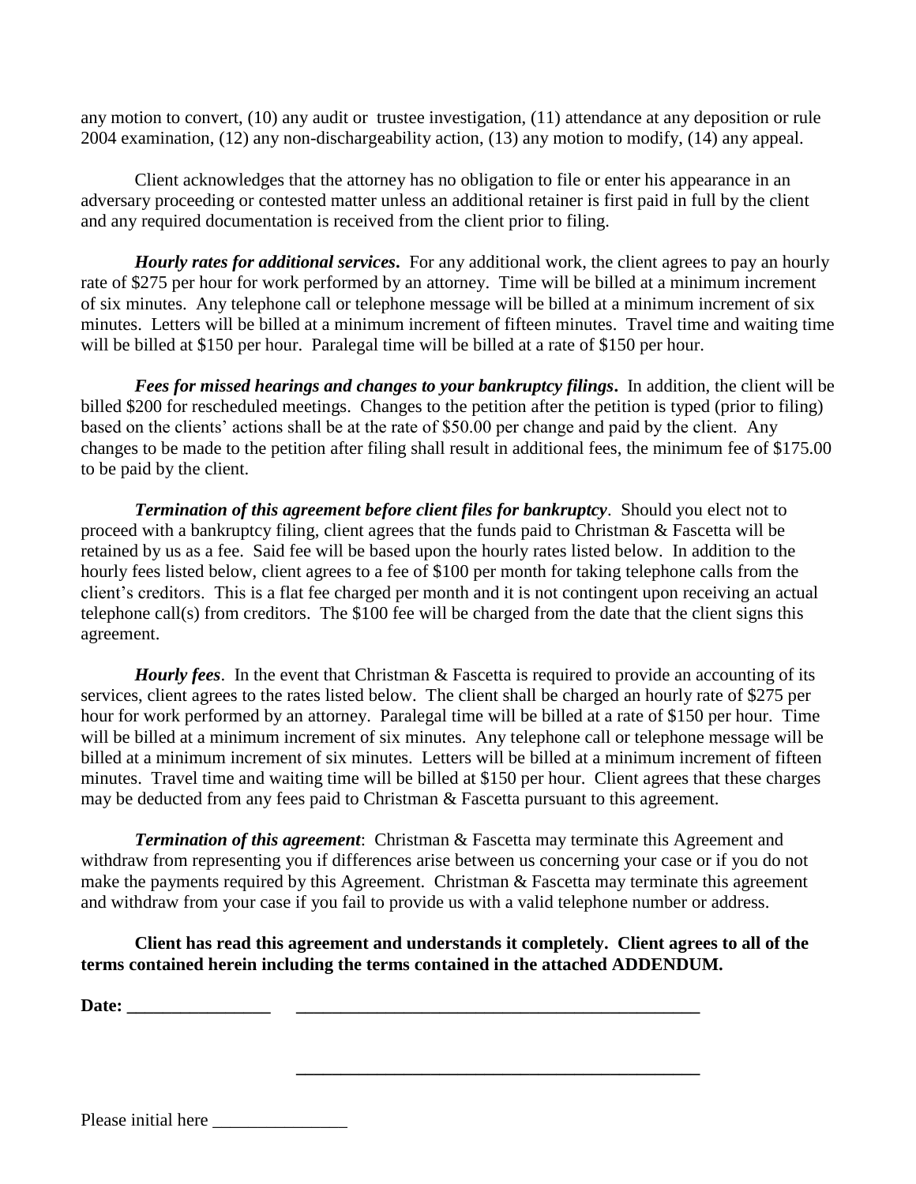any motion to convert, (10) any audit or trustee investigation, (11) attendance at any deposition or rule 2004 examination, (12) any non-dischargeability action, (13) any motion to modify, (14) any appeal.

Client acknowledges that the attorney has no obligation to file or enter his appearance in an adversary proceeding or contested matter unless an additional retainer is first paid in full by the client and any required documentation is received from the client prior to filing.

***Hourly rates for additional services*.** For any additional work, the client agrees to pay an hourly rate of $275 per hour for work performed by an attorney. Time will be billed at a minimum increment of six minutes. Any telephone call or telephone message will be billed at a minimum increment of six minutes. Letters will be billed at a minimum increment of fifteen minutes. Travel time and waiting time will be billed at $150 per hour. Paralegal time will be billed at a rate of $150 per hour.

***Fees for missed hearings and changes to your bankruptcy filings*.** In addition, the client will be billed $200 for rescheduled meetings. Changes to the petition after the petition is typed (prior to filing) based on the clients' actions shall be at the rate of $50.00 per change and paid by the client. Any changes to be made to the petition after filing shall result in additional fees, the minimum fee of $175.00 to be paid by the client.

***Termination of this agreement before client files for bankruptcy***. Should you elect not to proceed with a bankruptcy filing, client agrees that the funds paid to Christman & Fascetta will be retained by us as a fee. Said fee will be based upon the hourly rates listed below. In addition to the hourly fees listed below, client agrees to a fee of $100 per month for taking telephone calls from the client's creditors. This is a flat fee charged per month and it is not contingent upon receiving an actual telephone call(s) from creditors. The $100 fee will be charged from the date that the client signs this agreement.

***Hourly fees***. In the event that Christman & Fascetta is required to provide an accounting of its services, client agrees to the rates listed below. The client shall be charged an hourly rate of $275 per hour for work performed by an attorney. Paralegal time will be billed at a rate of $150 per hour. Time will be billed at a minimum increment of six minutes. Any telephone call or telephone message will be billed at a minimum increment of six minutes. Letters will be billed at a minimum increment of fifteen minutes. Travel time and waiting time will be billed at $150 per hour. Client agrees that these charges may be deducted from any fees paid to Christman & Fascetta pursuant to this agreement.

***Termination of this agreement***: Christman & Fascetta may terminate this Agreement and withdraw from representing you if differences arise between us concerning your case or if you do not make the payments required by this Agreement. Christman & Fascetta may terminate this agreement and withdraw from your case if you fail to provide us with a valid telephone number or address.

**Client has read this agreement and understands it completely. Client agrees to all of the terms contained herein including the terms contained in the attached ADDENDUM.**

**Date: ________________** _______________________________________________

_______________________________________________

Please initial here _______________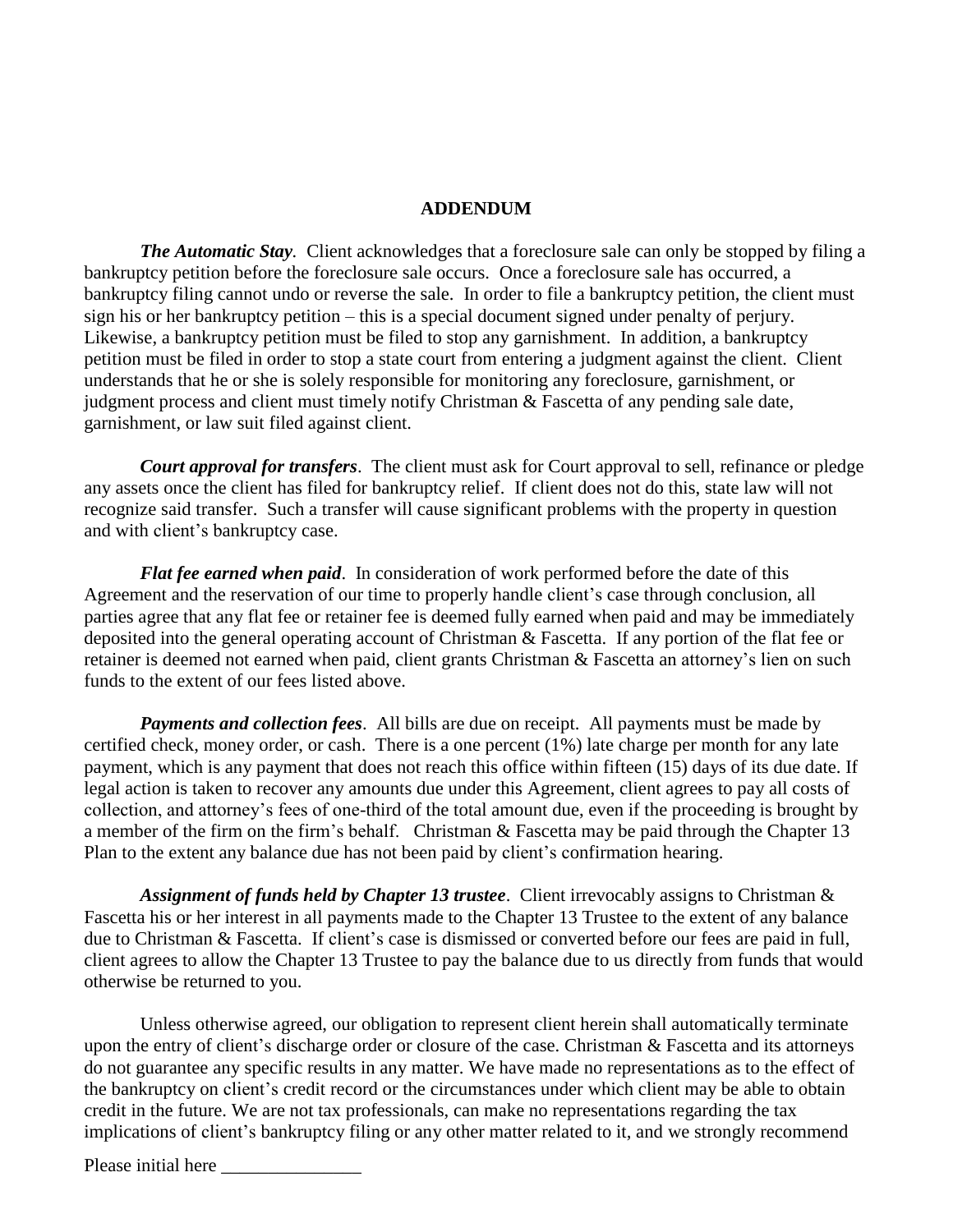## ADDENDUM

***The Automatic Stay*.** Client acknowledges that a foreclosure sale can only be stopped by filing a bankruptcy petition before the foreclosure sale occurs. Once a foreclosure sale has occurred, a bankruptcy filing cannot undo or reverse the sale. In order to file a bankruptcy petition, the client must sign his or her bankruptcy petition – this is a special document signed under penalty of perjury. Likewise, a bankruptcy petition must be filed to stop any garnishment. In addition, a bankruptcy petition must be filed in order to stop a state court from entering a judgment against the client. Client understands that he or she is solely responsible for monitoring any foreclosure, garnishment, or judgment process and client must timely notify Christman & Fascetta of any pending sale date, garnishment, or law suit filed against client.

***Court approval for transfers*.** The client must ask for Court approval to sell, refinance or pledge any assets once the client has filed for bankruptcy relief. If client does not do this, state law will not recognize said transfer. Such a transfer will cause significant problems with the property in question and with client's bankruptcy case.

***Flat fee earned when paid*.** In consideration of work performed before the date of this Agreement and the reservation of our time to properly handle client's case through conclusion, all parties agree that any flat fee or retainer fee is deemed fully earned when paid and may be immediately deposited into the general operating account of Christman & Fascetta. If any portion of the flat fee or retainer is deemed not earned when paid, client grants Christman & Fascetta an attorney's lien on such funds to the extent of our fees listed above.

***Payments and collection fees*.** All bills are due on receipt. All payments must be made by certified check, money order, or cash. There is a one percent (1%) late charge per month for any late payment, which is any payment that does not reach this office within fifteen (15) days of its due date. If legal action is taken to recover any amounts due under this Agreement, client agrees to pay all costs of collection, and attorney's fees of one-third of the total amount due, even if the proceeding is brought by a member of the firm on the firm's behalf. Christman & Fascetta may be paid through the Chapter 13 Plan to the extent any balance due has not been paid by client's confirmation hearing.

***Assignment of funds held by Chapter 13 trustee*.** Client irrevocably assigns to Christman & Fascetta his or her interest in all payments made to the Chapter 13 Trustee to the extent of any balance due to Christman & Fascetta. If client's case is dismissed or converted before our fees are paid in full, client agrees to allow the Chapter 13 Trustee to pay the balance due to us directly from funds that would otherwise be returned to you.

Unless otherwise agreed, our obligation to represent client herein shall automatically terminate upon the entry of client's discharge order or closure of the case. Christman & Fascetta and its attorneys do not guarantee any specific results in any matter. We have made no representations as to the effect of the bankruptcy on client's credit record or the circumstances under which client may be able to obtain credit in the future. We are not tax professionals, can make no representations regarding the tax implications of client's bankruptcy filing or any other matter related to it, and we strongly recommend

Please initial here _______________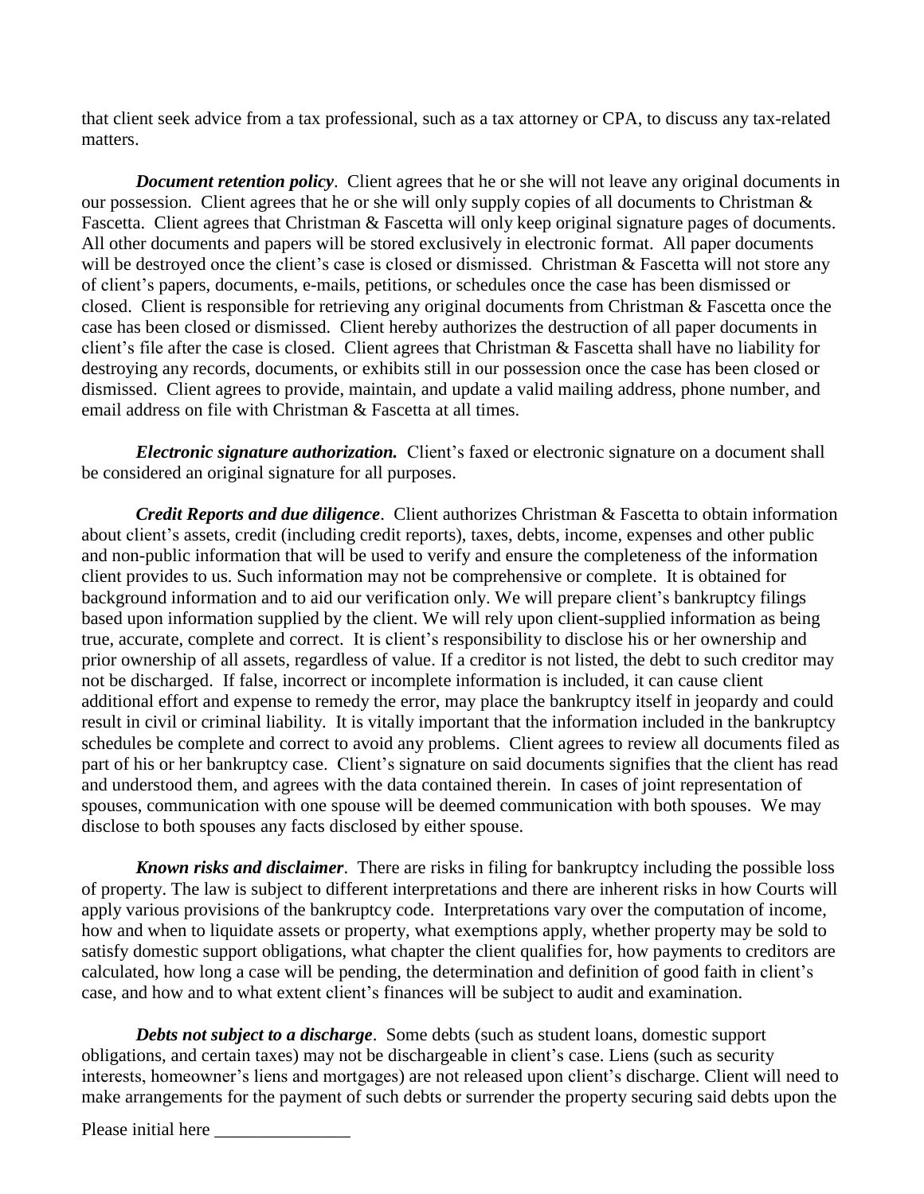that client seek advice from a tax professional, such as a tax attorney or CPA, to discuss any tax-related matters.

***Document retention policy***. Client agrees that he or she will not leave any original documents in our possession. Client agrees that he or she will only supply copies of all documents to Christman & Fascetta. Client agrees that Christman & Fascetta will only keep original signature pages of documents. All other documents and papers will be stored exclusively in electronic format. All paper documents will be destroyed once the client's case is closed or dismissed. Christman & Fascetta will not store any of client's papers, documents, e-mails, petitions, or schedules once the case has been dismissed or closed. Client is responsible for retrieving any original documents from Christman & Fascetta once the case has been closed or dismissed. Client hereby authorizes the destruction of all paper documents in client's file after the case is closed. Client agrees that Christman & Fascetta shall have no liability for destroying any records, documents, or exhibits still in our possession once the case has been closed or dismissed. Client agrees to provide, maintain, and update a valid mailing address, phone number, and email address on file with Christman & Fascetta at all times.

***Electronic signature authorization.*** Client's faxed or electronic signature on a document shall be considered an original signature for all purposes.

***Credit Reports and due diligence***. Client authorizes Christman & Fascetta to obtain information about client's assets, credit (including credit reports), taxes, debts, income, expenses and other public and non-public information that will be used to verify and ensure the completeness of the information client provides to us. Such information may not be comprehensive or complete. It is obtained for background information and to aid our verification only. We will prepare client's bankruptcy filings based upon information supplied by the client. We will rely upon client-supplied information as being true, accurate, complete and correct. It is client's responsibility to disclose his or her ownership and prior ownership of all assets, regardless of value. If a creditor is not listed, the debt to such creditor may not be discharged. If false, incorrect or incomplete information is included, it can cause client additional effort and expense to remedy the error, may place the bankruptcy itself in jeopardy and could result in civil or criminal liability. It is vitally important that the information included in the bankruptcy schedules be complete and correct to avoid any problems. Client agrees to review all documents filed as part of his or her bankruptcy case. Client's signature on said documents signifies that the client has read and understood them, and agrees with the data contained therein. In cases of joint representation of spouses, communication with one spouse will be deemed communication with both spouses. We may disclose to both spouses any facts disclosed by either spouse.

***Known risks and disclaimer***. There are risks in filing for bankruptcy including the possible loss of property. The law is subject to different interpretations and there are inherent risks in how Courts will apply various provisions of the bankruptcy code. Interpretations vary over the computation of income, how and when to liquidate assets or property, what exemptions apply, whether property may be sold to satisfy domestic support obligations, what chapter the client qualifies for, how payments to creditors are calculated, how long a case will be pending, the determination and definition of good faith in client's case, and how and to what extent client's finances will be subject to audit and examination.

***Debts not subject to a discharge***. Some debts (such as student loans, domestic support obligations, and certain taxes) may not be dischargeable in client's case. Liens (such as security interests, homeowner's liens and mortgages) are not released upon client's discharge. Client will need to make arrangements for the payment of such debts or surrender the property securing said debts upon the

Please initial here _______________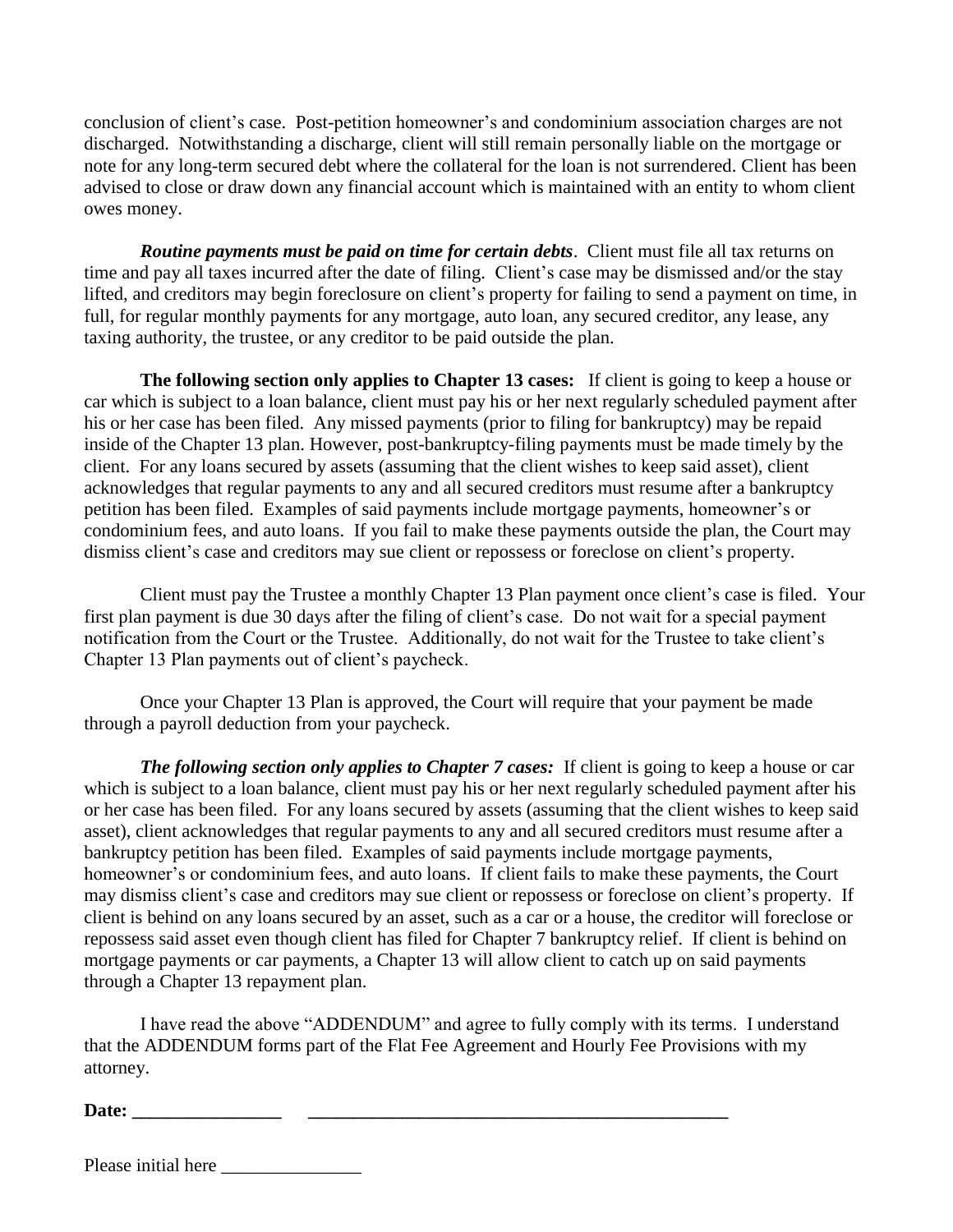conclusion of client's case. Post-petition homeowner's and condominium association charges are not discharged. Notwithstanding a discharge, client will still remain personally liable on the mortgage or note for any long-term secured debt where the collateral for the loan is not surrendered. Client has been advised to close or draw down any financial account which is maintained with an entity to whom client owes money.

***Routine payments must be paid on time for certain debts***. Client must file all tax returns on time and pay all taxes incurred after the date of filing. Client's case may be dismissed and/or the stay lifted, and creditors may begin foreclosure on client's property for failing to send a payment on time, in full, for regular monthly payments for any mortgage, auto loan, any secured creditor, any lease, any taxing authority, the trustee, or any creditor to be paid outside the plan.

**The following section only applies to Chapter 13 cases:** If client is going to keep a house or car which is subject to a loan balance, client must pay his or her next regularly scheduled payment after his or her case has been filed. Any missed payments (prior to filing for bankruptcy) may be repaid inside of the Chapter 13 plan. However, post-bankruptcy-filing payments must be made timely by the client. For any loans secured by assets (assuming that the client wishes to keep said asset), client acknowledges that regular payments to any and all secured creditors must resume after a bankruptcy petition has been filed. Examples of said payments include mortgage payments, homeowner's or condominium fees, and auto loans. If you fail to make these payments outside the plan, the Court may dismiss client's case and creditors may sue client or repossess or foreclose on client's property.

Client must pay the Trustee a monthly Chapter 13 Plan payment once client's case is filed. Your first plan payment is due 30 days after the filing of client's case. Do not wait for a special payment notification from the Court or the Trustee. Additionally, do not wait for the Trustee to take client's Chapter 13 Plan payments out of client's paycheck.

Once your Chapter 13 Plan is approved, the Court will require that your payment be made through a payroll deduction from your paycheck.

***The following section only applies to Chapter 7 cases:*** If client is going to keep a house or car which is subject to a loan balance, client must pay his or her next regularly scheduled payment after his or her case has been filed. For any loans secured by assets (assuming that the client wishes to keep said asset), client acknowledges that regular payments to any and all secured creditors must resume after a bankruptcy petition has been filed. Examples of said payments include mortgage payments, homeowner's or condominium fees, and auto loans. If client fails to make these payments, the Court may dismiss client's case and creditors may sue client or repossess or foreclose on client's property. If client is behind on any loans secured by an asset, such as a car or a house, the creditor will foreclose or repossess said asset even though client has filed for Chapter 7 bankruptcy relief. If client is behind on mortgage payments or car payments, a Chapter 13 will allow client to catch up on said payments through a Chapter 13 repayment plan.

I have read the above "ADDENDUM" and agree to fully comply with its terms. I understand that the ADDENDUM forms part of the Flat Fee Agreement and Hourly Fee Provisions with my attorney.

**Date: ________________** ______________________________________________

Please initial here _______________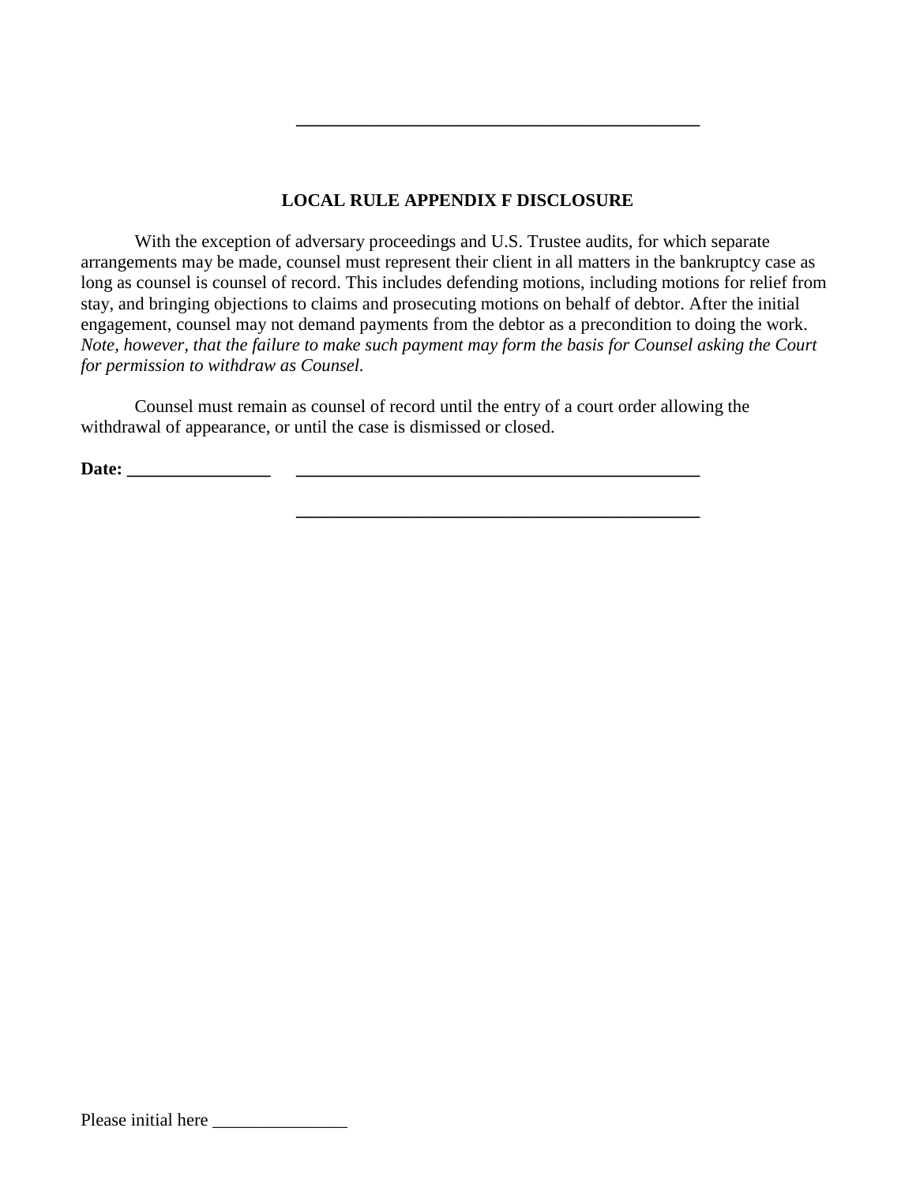\_\_\_\_\_\_\_\_\_\_\_\_\_\_\_\_\_\_\_\_\_\_\_\_\_\_\_\_\_\_\_\_\_\_\_\_\_\_\_\_\_\_\_\_

**LOCAL RULE APPENDIX F DISCLOSURE**

With the exception of adversary proceedings and U.S. Trustee audits, for which separate arrangements may be made, counsel must represent their client in all matters in the bankruptcy case as long as counsel is counsel of record. This includes defending motions, including motions for relief from stay, and bringing objections to claims and prosecuting motions on behalf of debtor. After the initial engagement, counsel may not demand payments from the debtor as a precondition to doing the work. *Note, however, that the failure to make such payment may form the basis for Counsel asking the Court for permission to withdraw as Counsel.*

Counsel must remain as counsel of record until the entry of a court order allowing the withdrawal of appearance, or until the case is dismissed or closed.

**Date: \_\_\_\_\_\_\_\_\_\_\_\_\_\_\_\_** \_\_\_\_\_\_\_\_\_\_\_\_\_\_\_\_\_\_\_\_\_\_\_\_\_\_\_\_\_\_\_\_\_\_\_\_\_\_\_\_\_\_\_\_

\_\_\_\_\_\_\_\_\_\_\_\_\_\_\_\_\_\_\_\_\_\_\_\_\_\_\_\_\_\_\_\_\_\_\_\_\_\_\_\_\_\_\_\_

Please initial here \_\_\_\_\_\_\_\_\_\_\_\_\_\_\_